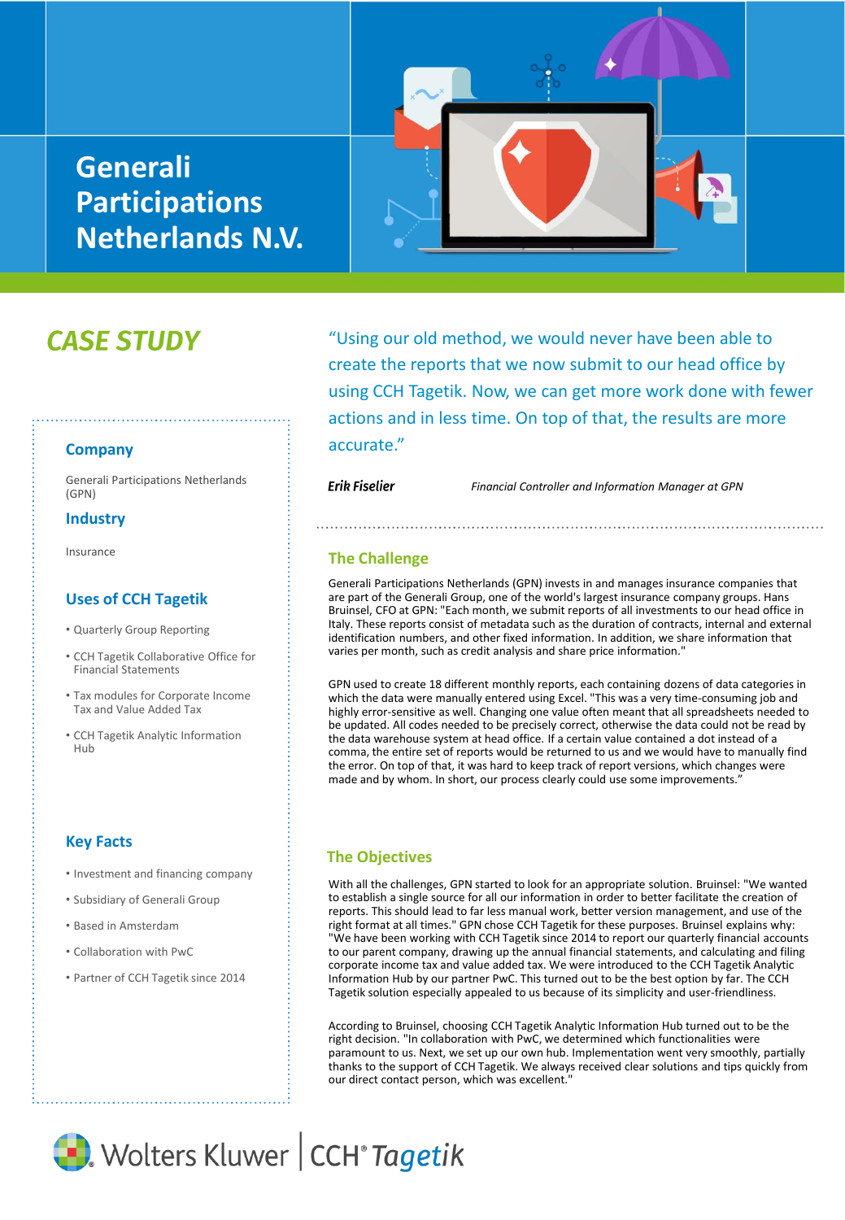# Generali Participations Netherlands N.V.

## CASE STUDY

### Company

Generali Participations Netherlands (GPN)

### Industry

Insurance

### Uses of CCH Tagetik

- Quarterly Group Reporting
- CCH Tagetik Collaborative Office for Financial Statements
- Tax modules for Corporate Income Tax and Value Added Tax
- CCH Tagetik Analytic Information Hub

### Key Facts

- Investment and financing company
- Subsidiary of Generali Group
- Based in Amsterdam
- Collaboration with PwC
- Partner of CCH Tagetik since 2014

> "Using our old method, we would never have been able to create the reports that we now submit to our head office by using CCH Tagetik. Now, we can get more work done with fewer actions and in less time. On top of that, the results are more accurate."

***Erik Fiselier*** — *Financial Controller and Information Manager at GPN*

## The Challenge

Generali Participations Netherlands (GPN) invests in and manages insurance companies that are part of the Generali Group, one of the world's largest insurance company groups. Hans Bruinsel, CFO at GPN: "Each month, we submit reports of all investments to our head office in Italy. These reports consist of metadata such as the duration of contracts, internal and external identification numbers, and other fixed information. In addition, we share information that varies per month, such as credit analysis and share price information."

GPN used to create 18 different monthly reports, each containing dozens of data categories in which the data were manually entered using Excel. "This was a very time-consuming job and highly error-sensitive as well. Changing one value often meant that all spreadsheets needed to be updated. All codes needed to be precisely correct, otherwise the data could not be read by the data warehouse system at head office. If a certain value contained a dot instead of a comma, the entire set of reports would be returned to us and we would have to manually find the error. On top of that, it was hard to keep track of report versions, which changes were made and by whom. In short, our process clearly could use some improvements."

## The Objectives

With all the challenges, GPN started to look for an appropriate solution. Bruinsel: "We wanted to establish a single source for all our information in order to better facilitate the creation of reports. This should lead to far less manual work, better version management, and use of the right format at all times." GPN chose CCH Tagetik for these purposes. Bruinsel explains why: "We have been working with CCH Tagetik since 2014 to report our quarterly financial accounts to our parent company, drawing up the annual financial statements, and calculating and filing corporate income tax and value added tax. We were introduced to the CCH Tagetik Analytic Information Hub by our partner PwC. This turned out to be the best option by far. The CCH Tagetik solution especially appealed to us because of its simplicity and user-friendliness.

According to Bruinsel, choosing CCH Tagetik Analytic Information Hub turned out to be the right decision. "In collaboration with PwC, we determined which functionalities were paramount to us. Next, we set up our own hub. Implementation went very smoothly, partially thanks to the support of CCH Tagetik. We always received clear solutions and tips quickly from our direct contact person, which was excellent."

Wolters Kluwer | CCH® Tagetik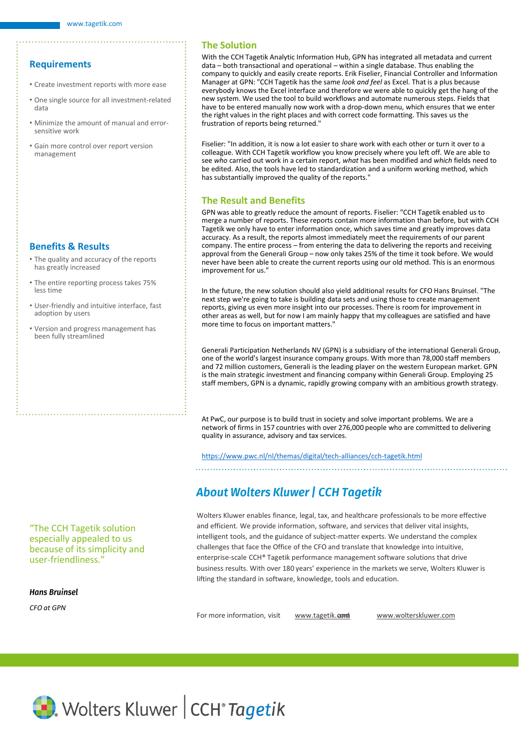## Requirements

- Create investment reports with more ease
- One single source for all investment-related data
- Minimize the amount of manual and error-sensitive work
- Gain more control over report version management

## Benefits & Results

- The quality and accuracy of the reports has greatly increased
- The entire reporting process takes 75% less time
- User-friendly and intuitive interface, fast adoption by users
- Version and progress management has been fully streamlined

"The CCH Tagetik solution especially appealed to us because of its simplicity and user-friendliness."

***Hans Bruinsel***

*CFO at GPN*

## The Solution

With the CCH Tagetik Analytic Information Hub, GPN has integrated all metadata and current data – both transactional and operational – within a single database. Thus enabling the company to quickly and easily create reports. Erik Fiselier, Financial Controller and Information Manager at GPN: "CCH Tagetik has the same *look and feel* as Excel. That is a plus because everybody knows the Excel interface and therefore we were able to quickly get the hang of the new system. We used the tool to build workflows and automate numerous steps. Fields that have to be entered manually now work with a drop-down menu, which ensures that we enter the right values in the right places and with correct code formatting. This saves us the frustration of reports being returned."

Fiselier: "In addition, it is now a lot easier to share work with each other or turn it over to a colleague. With CCH Tagetik workflow you know precisely where you left off. We are able to see *who* carried out work in a certain report, *what* has been modified and *which* fields need to be edited. Also, the tools have led to standardization and a uniform working method, which has substantially improved the quality of the reports."

## The Result and Benefits

GPN was able to greatly reduce the amount of reports. Fiselier: "CCH Tagetik enabled us to merge a number of reports. These reports contain more information than before, but with CCH Tagetik we only have to enter information once, which saves time and greatly improves data accuracy. As a result, the reports almost immediately meet the requirements of our parent company. The entire process – from entering the data to delivering the reports and receiving approval from the Generali Group – now only takes 25% of the time it took before. We would never have been able to create the current reports using our old method. This is an enormous improvement for us."

In the future, the new solution should also yield additional results for CFO Hans Bruinsel. "The next step we're going to take is building data sets and using those to create management reports, giving us even more insight into our processes. There is room for improvement in other areas as well, but for now I am mainly happy that my colleagues are satisfied and have more time to focus on important matters."

Generali Participation Netherlands NV (GPN) is a subsidiary of the international Generali Group, one of the world's largest insurance company groups. With more than 78,000 staff members and 72 million customers, Generali is the leading player on the western European market. GPN is the main strategic investment and financing company within Generali Group. Employing 25 staff members, GPN is a dynamic, rapidly growing company with an ambitious growth strategy.

At PwC, our purpose is to build trust in society and solve important problems. We are a network of firms in 157 countries with over 276,000 people who are committed to delivering quality in assurance, advisory and tax services.

https://www.pwc.nl/nl/themas/digital/tech-alliances/cch-tagetik.html

## *About Wolters Kluwer | CCH Tagetik*

Wolters Kluwer enables finance, legal, tax, and healthcare professionals to be more effective and efficient. We provide information, software, and services that deliver vital insights, intelligent tools, and the guidance of subject-matter experts. We understand the complex challenges that face the Office of the CFO and translate that knowledge into intuitive, enterprise-scale CCH® Tagetik performance management software solutions that drive business results. With over 180 years' experience in the markets we serve, Wolters Kluwer is lifting the standard in software, knowledge, tools and education.

For more information, visit www.tagetik.com www.wolterskluwer.com

Wolters Kluwer | CCH® Tagetik